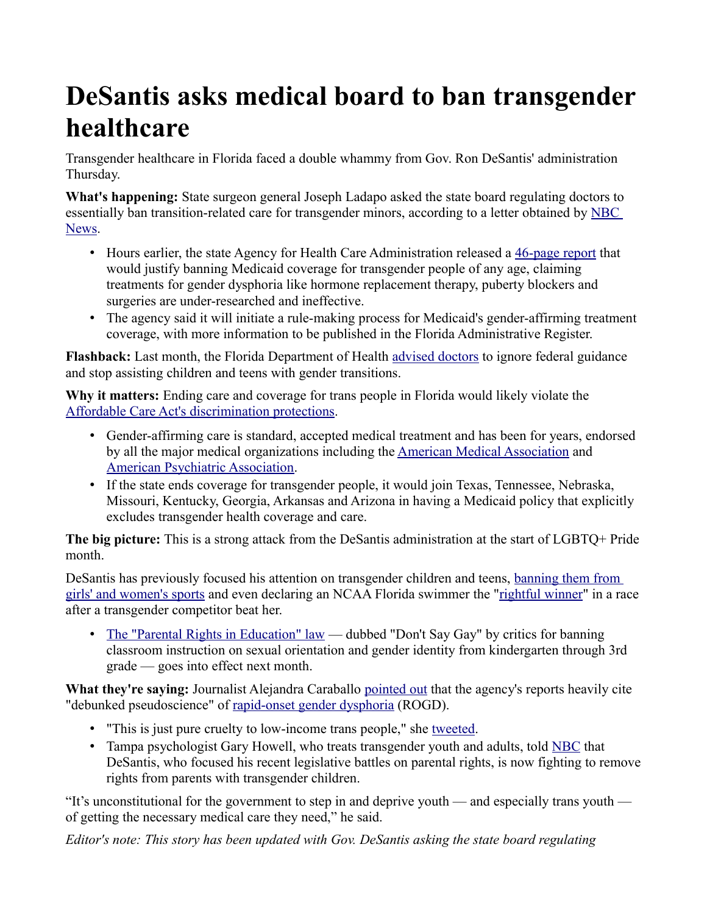# DeSantis asks medical board to ban transgender healthcare

Transgender healthcare in Florida faced a double whammy from Gov. Ron DeSantis' administration Thursday.

**What's happening:** State surgeon general Joseph Ladapo asked the state board regulating doctors to essentially ban transition-related care for transgender minors, according to a letter obtained by NBC News.

- Hours earlier, the state Agency for Health Care Administration released a 46-page report that would justify banning Medicaid coverage for transgender people of any age, claiming treatments for gender dysphoria like hormone replacement therapy, puberty blockers and surgeries are under-researched and ineffective.
- The agency said it will initiate a rule-making process for Medicaid's gender-affirming treatment coverage, with more information to be published in the Florida Administrative Register.

**Flashback:** Last month, the Florida Department of Health advised doctors to ignore federal guidance and stop assisting children and teens with gender transitions.

**Why it matters:** Ending care and coverage for trans people in Florida would likely violate the Affordable Care Act's discrimination protections.

- Gender-affirming care is standard, accepted medical treatment and has been for years, endorsed by all the major medical organizations including the American Medical Association and American Psychiatric Association.
- If the state ends coverage for transgender people, it would join Texas, Tennessee, Nebraska, Missouri, Kentucky, Georgia, Arkansas and Arizona in having a Medicaid policy that explicitly excludes transgender health coverage and care.

**The big picture:** This is a strong attack from the DeSantis administration at the start of LGBTQ+ Pride month.

DeSantis has previously focused his attention on transgender children and teens, banning them from girls' and women's sports and even declaring an NCAA Florida swimmer the "rightful winner" in a race after a transgender competitor beat her.

- The "Parental Rights in Education" law — dubbed "Don't Say Gay" by critics for banning classroom instruction on sexual orientation and gender identity from kindergarten through 3rd grade — goes into effect next month.

**What they're saying:** Journalist Alejandra Caraballo pointed out that the agency's reports heavily cite "debunked pseudoscience" of rapid-onset gender dysphoria (ROGD).

- "This is just pure cruelty to low-income trans people," she tweeted.
- Tampa psychologist Gary Howell, who treats transgender youth and adults, told NBC that DeSantis, who focused his recent legislative battles on parental rights, is now fighting to remove rights from parents with transgender children.

"It's unconstitutional for the government to step in and deprive youth — and especially trans youth — of getting the necessary medical care they need," he said.

*Editor's note: This story has been updated with Gov. DeSantis asking the state board regulating*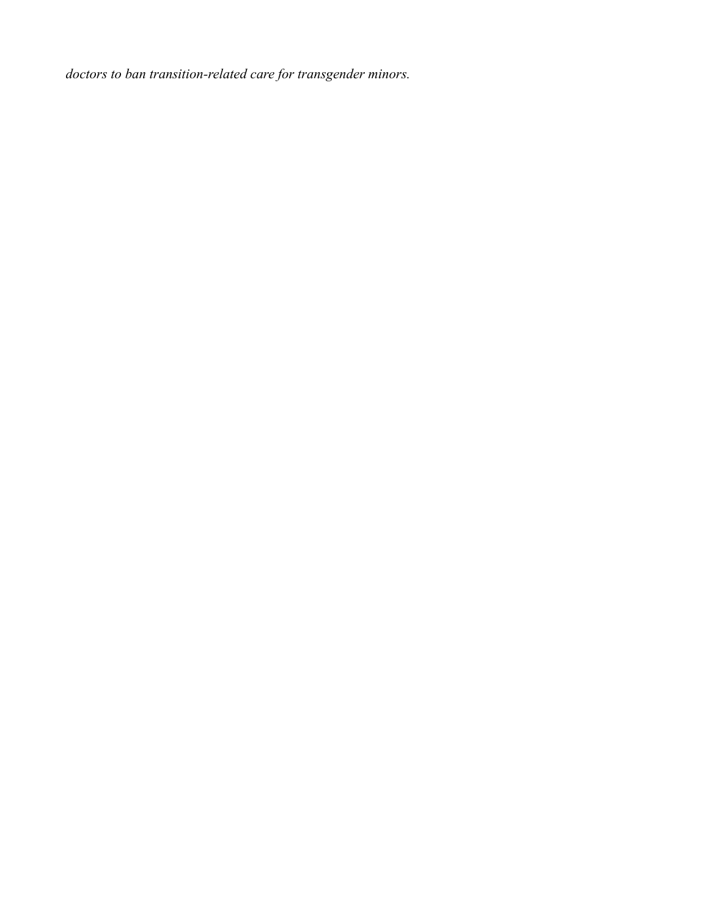*doctors to ban transition-related care for transgender minors.*